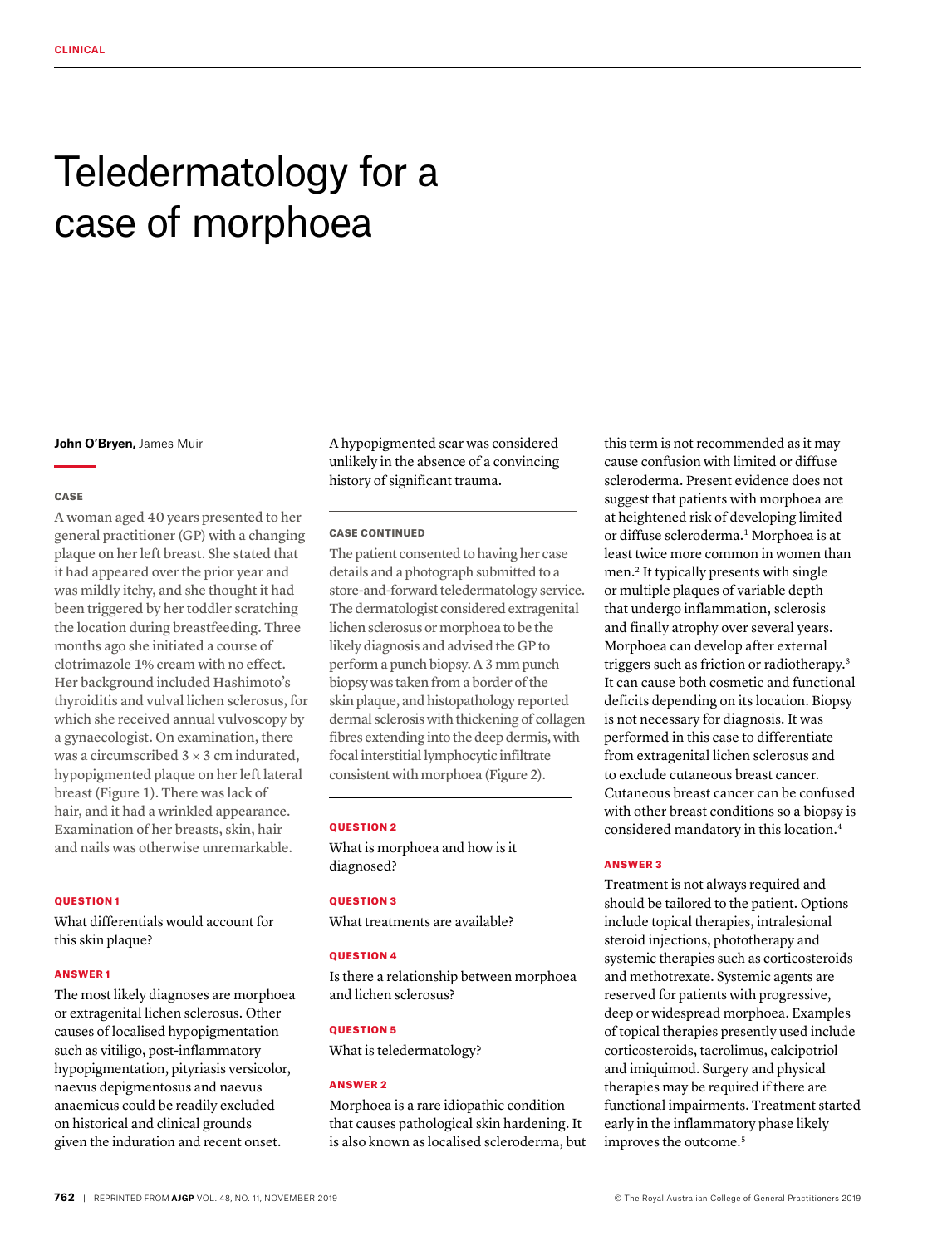# Teledermatology for a case of morphoea

**John O'Bryen,** James Muir

## CASE

A woman aged 40 years presented to her general practitioner (GP) with a changing plaque on her left breast. She stated that it had appeared over the prior year and was mildly itchy, and she thought it had been triggered by her toddler scratching the location during breastfeeding. Three months ago she initiated a course of clotrimazole 1% cream with no effect. Her background included Hashimoto's thyroiditis and vulval lichen sclerosus, for which she received annual vulvoscopy by a gynaecologist. On examination, there was a circumscribed 3 × 3 cm indurated, hypopigmented plaque on her left lateral breast (Figure 1). There was lack of hair, and it had a wrinkled appearance. Examination of her breasts, skin, hair and nails was otherwise unremarkable.

## QUESTION 1

What differentials would account for this skin plaque?

## ANSWER 1

The most likely diagnoses are morphoea or extragenital lichen sclerosus. Other causes of localised hypopigmentation such as vitiligo, post-inflammatory hypopigmentation, pityriasis versicolor, naevus depigmentosus and naevus anaemicus could be readily excluded on historical and clinical grounds given the induration and recent onset. A hypopigmented scar was considered unlikely in the absence of a convincing history of significant trauma.

## CASE CONTINUED

The patient consented to having her case details and a photograph submitted to a store-and-forward teledermatology service. The dermatologist considered extragenital lichen sclerosus or morphoea to be the likely diagnosis and advised the GP to perform a punch biopsy. A 3 mm punch biopsy was taken from a border of the skin plaque, and histopathology reported dermal sclerosis with thickening of collagen fibres extending into the deep dermis, with focal interstitial lymphocytic infiltrate consistent with morphoea (Figure 2).

## QUESTION 2

What is morphoea and how is it diagnosed?

## QUESTION 3

What treatments are available?

## QUESTION 4

Is there a relationship between morphoea and lichen sclerosus?

## QUESTION 5

What is teledermatology?

## ANSWER 2

Morphoea is a rare idiopathic condition that causes pathological skin hardening. It is also known as localised scleroderma, but this term is not recommended as it may cause confusion with limited or diffuse scleroderma. Present evidence does not suggest that patients with morphoea are at heightened risk of developing limited or diffuse scleroderma.[1] Morphoea is at least twice more common in women than men.[2] It typically presents with single or multiple plaques of variable depth that undergo inflammation, sclerosis and finally atrophy over several years. Morphoea can develop after external triggers such as friction or radiotherapy.[3] It can cause both cosmetic and functional deficits depending on its location. Biopsy is not necessary for diagnosis. It was performed in this case to differentiate from extragenital lichen sclerosus and to exclude cutaneous breast cancer. Cutaneous breast cancer can be confused with other breast conditions so a biopsy is considered mandatory in this location.[4]

## ANSWER 3

Treatment is not always required and should be tailored to the patient. Options include topical therapies, intralesional steroid injections, phototherapy and systemic therapies such as corticosteroids and methotrexate. Systemic agents are reserved for patients with progressive, deep or widespread morphoea. Examples of topical therapies presently used include corticosteroids, tacrolimus, calcipotriol and imiquimod. Surgery and physical therapies may be required if there are functional impairments. Treatment started early in the inflammatory phase likely improves the outcome.[5]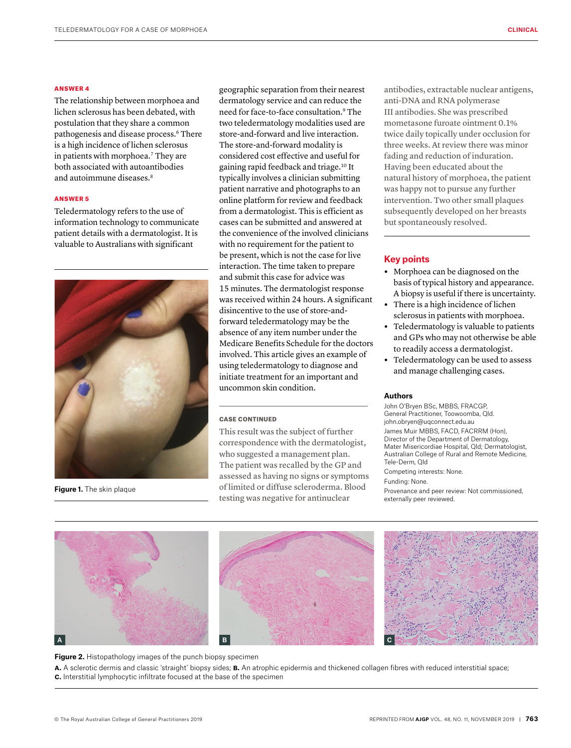### ANSWER 4

The relationship between morphoea and lichen sclerosus has been debated, with postulation that they share a common pathogenesis and disease process.[6] There is a high incidence of lichen sclerosus in patients with morphoea.[7] They are both associated with autoantibodies and autoimmune diseases.[8]

### ANSWER 5

Teledermatology refers to the use of information technology to communicate patient details with a dermatologist. It is valuable to Australians with significant geographic separation from their nearest dermatology service and can reduce the need for face-to-face consultation.[9] The two teledermatology modalities used are store-and-forward and live interaction. The store-and-forward modality is considered cost effective and useful for gaining rapid feedback and triage.[10] It typically involves a clinician submitting patient narrative and photographs to an online platform for review and feedback from a dermatologist. This is efficient as cases can be submitted and answered at the convenience of the involved clinicians with no requirement for the patient to be present, which is not the case for live interaction. The time taken to prepare and submit this case for advice was 15 minutes. The dermatologist response was received within 24 hours. A significant disincentive to the use of store-and-forward teledermatology may be the absence of any item number under the Medicare Benefits Schedule for the doctors involved. This article gives an example of using teledermatology to diagnose and initiate treatment for an important and uncommon skin condition.

**Figure 1.** The skin plaque

### CASE CONTINUED

This result was the subject of further correspondence with the dermatologist, who suggested a management plan. The patient was recalled by the GP and assessed as having no signs or symptoms of limited or diffuse scleroderma. Blood testing was negative for antinuclear antibodies, extractable nuclear antigens, anti-DNA and RNA polymerase III antibodies. She was prescribed mometasone furoate ointment 0.1% twice daily topically under occlusion for three weeks. At review there was minor fading and reduction of induration. Having been educated about the natural history of morphoea, the patient was happy not to pursue any further intervention. Two other small plaques subsequently developed on her breasts but spontaneously resolved.

## Key points

- Morphoea can be diagnosed on the basis of typical history and appearance. A biopsy is useful if there is uncertainty.
- There is a high incidence of lichen sclerosus in patients with morphoea.
- Teledermatology is valuable to patients and GPs who may not otherwise be able to readily access a dermatologist.
- Teledermatology can be used to assess and manage challenging cases.

### Authors

John O'Bryen BSc, MBBS, FRACGP, General Practitioner, Toowoomba, Qld. john.obryen@uqconnect.edu.au

James Muir MBBS, FACD, FACRRM (Hon), Director of the Department of Dermatology, Mater Misericordiae Hospital, Qld; Dermatologist, Australian College of Rural and Remote Medicine, Tele-Derm, Qld

Competing interests: None.

Funding: None.

Provenance and peer review: Not commissioned, externally peer reviewed.

**Figure 2.** Histopathology images of the punch biopsy specimen

**A.** A sclerotic dermis and classic 'straight' biopsy sides; **B.** An atrophic epidermis and thickened collagen fibres with reduced interstitial space; **C.** Interstitial lymphocytic infiltrate focused at the base of the specimen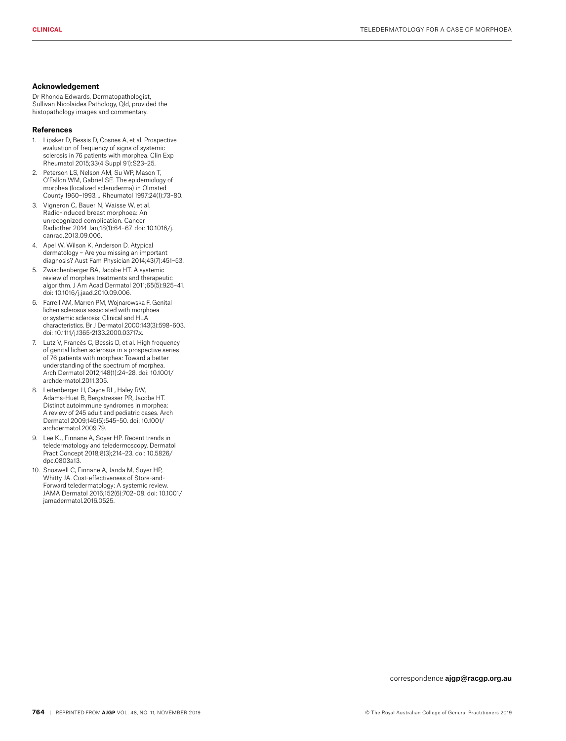### Acknowledgement

Dr Rhonda Edwards, Dermatopathologist, Sullivan Nicolaides Pathology, Qld, provided the histopathology images and commentary.

### References

1. Lipsker D, Bessis D, Cosnes A, et al. Prospective evaluation of frequency of signs of systemic sclerosis in 76 patients with morphea. Clin Exp Rheumatol 2015;33(4 Suppl 91):S23–25.
2. Peterson LS, Nelson AM, Su WP, Mason T, O'Fallon WM, Gabriel SE. The epidemiology of morphea (localized scleroderma) in Olmsted County 1960–1993. J Rheumatol 1997;24(1):73–80.
3. Vigneron C, Bauer N, Waisse W, et al. Radio-induced breast morphoea: An unrecognized complication. Cancer Radiother 2014 Jan;18(1):64–67. doi: 10.1016/j.canrad.2013.09.006.
4. Apel W, Wilson K, Anderson D. Atypical dermatology – Are you missing an important diagnosis? Aust Fam Physician 2014;43(7):451–53.
5. Zwischenberger BA, Jacobe HT. A systemic review of morphea treatments and therapeutic algorithm. J Am Acad Dermatol 2011;65(5):925–41. doi: 10.1016/j.jaad.2010.09.006.
6. Farrell AM, Marren PM, Wojnarowska F. Genital lichen sclerosus associated with morphoea or systemic sclerosis: Clinical and HLA characteristics. Br J Dermatol 2000;143(3):598–603. doi: 10.1111/j.1365-2133.2000.03717.x.
7. Lutz V, Francès C, Bessis D, et al. High frequency of genital lichen sclerosus in a prospective series of 76 patients with morphea: Toward a better understanding of the spectrum of morphea. Arch Dermatol 2012;148(1):24–28. doi: 10.1001/archdermatol.2011.305.
8. Leitenberger JJ, Cayce RL, Haley RW, Adams-Huet B, Bergstresser PR, Jacobe HT. Distinct autoimmune syndromes in morphea: A review of 245 adult and pediatric cases. Arch Dermatol 2009;145(5):545–50. doi: 10.1001/archdermatol.2009.79.
9. Lee KJ, Finnane A, Soyer HP. Recent trends in teledermatology and teledermoscopy. Dermatol Pract Concept 2018;8(3);214–23. doi: 10.5826/dpc.0803a13.
10. Snoswell C, Finnane A, Janda M, Soyer HP, Whitty JA. Cost-effectiveness of Store-and-Forward teledermatology: A systemic review. JAMA Dermatol 2016;152(6):702–08. doi: 10.1001/jamadermatol.2016.0525.

correspondence **ajgp@racgp.org.au**